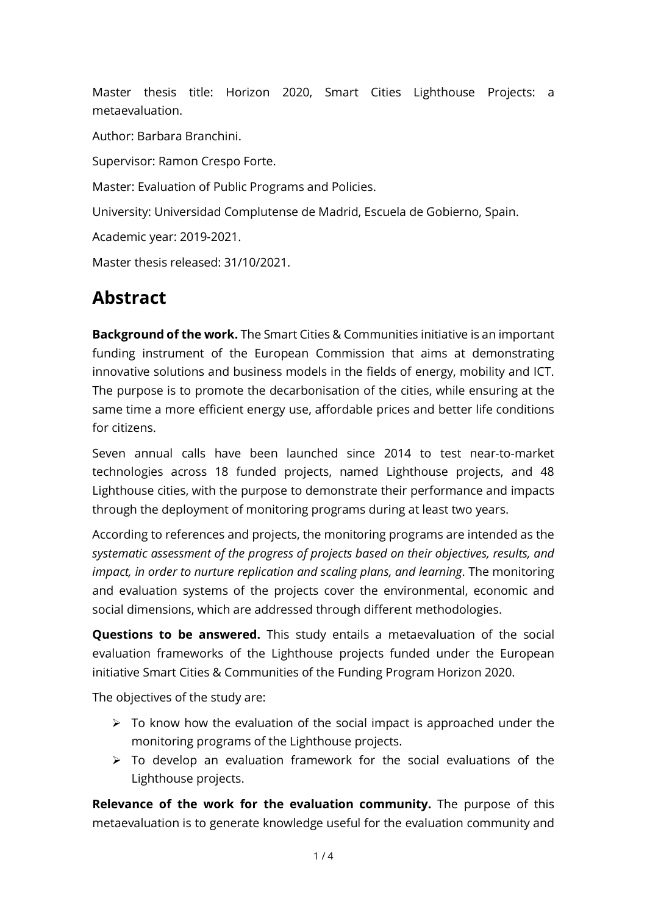Master thesis title: Horizon 2020, Smart Cities Lighthouse Projects: a metaevaluation.

Author: Barbara Branchini.

Supervisor: Ramon Crespo Forte.

Master: Evaluation of Public Programs and Policies.

University: Universidad Complutense de Madrid, Escuela de Gobierno, Spain.

Academic year: 2019-2021.

Master thesis released: 31/10/2021.

## Abstract

**Background of the work.** The Smart Cities & Communities initiative is an important funding instrument of the European Commission that aims at demonstrating innovative solutions and business models in the fields of energy, mobility and ICT. The purpose is to promote the decarbonisation of the cities, while ensuring at the same time a more efficient energy use, affordable prices and better life conditions for citizens.

Seven annual calls have been launched since 2014 to test near-to-market technologies across 18 funded projects, named Lighthouse projects, and 48 Lighthouse cities, with the purpose to demonstrate their performance and impacts through the deployment of monitoring programs during at least two years.

According to references and projects, the monitoring programs are intended as the *systematic assessment of the progress of projects based on their objectives, results, and impact, in order to nurture replication and scaling plans, and learning*. The monitoring and evaluation systems of the projects cover the environmental, economic and social dimensions, which are addressed through different methodologies.

**Questions to be answered.** This study entails a metaevaluation of the social evaluation frameworks of the Lighthouse projects funded under the European initiative Smart Cities & Communities of the Funding Program Horizon 2020.

The objectives of the study are:

- To know how the evaluation of the social impact is approached under the monitoring programs of the Lighthouse projects.
- To develop an evaluation framework for the social evaluations of the Lighthouse projects.

**Relevance of the work for the evaluation community.** The purpose of this metaevaluation is to generate knowledge useful for the evaluation community and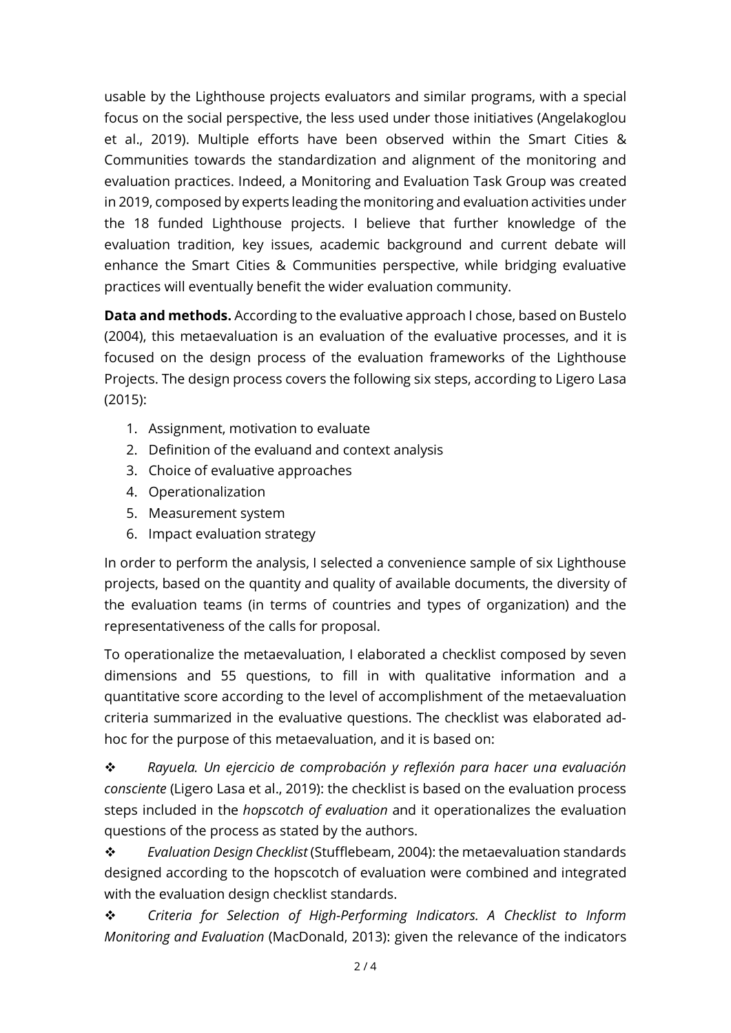usable by the Lighthouse projects evaluators and similar programs, with a special focus on the social perspective, the less used under those initiatives (Angelakoglou et al., 2019). Multiple efforts have been observed within the Smart Cities & Communities towards the standardization and alignment of the monitoring and evaluation practices. Indeed, a Monitoring and Evaluation Task Group was created in 2019, composed by experts leading the monitoring and evaluation activities under the 18 funded Lighthouse projects. I believe that further knowledge of the evaluation tradition, key issues, academic background and current debate will enhance the Smart Cities & Communities perspective, while bridging evaluative practices will eventually benefit the wider evaluation community.

**Data and methods.** According to the evaluative approach I chose, based on Bustelo (2004), this metaevaluation is an evaluation of the evaluative processes, and it is focused on the design process of the evaluation frameworks of the Lighthouse Projects. The design process covers the following six steps, according to Ligero Lasa (2015):

1. Assignment, motivation to evaluate
2. Definition of the evaluand and context analysis
3. Choice of evaluative approaches
4. Operationalization
5. Measurement system
6. Impact evaluation strategy

In order to perform the analysis, I selected a convenience sample of six Lighthouse projects, based on the quantity and quality of available documents, the diversity of the evaluation teams (in terms of countries and types of organization) and the representativeness of the calls for proposal.

To operationalize the metaevaluation, I elaborated a checklist composed by seven dimensions and 55 questions, to fill in with qualitative information and a quantitative score according to the level of accomplishment of the metaevaluation criteria summarized in the evaluative questions. The checklist was elaborated ad-hoc for the purpose of this metaevaluation, and it is based on:

- *Rayuela. Un ejercicio de comprobación y reflexión para hacer una evaluación consciente* (Ligero Lasa et al., 2019): the checklist is based on the evaluation process steps included in the *hopscotch of evaluation* and it operationalizes the evaluation questions of the process as stated by the authors.
- *Evaluation Design Checklist* (Stufflebeam, 2004): the metaevaluation standards designed according to the hopscotch of evaluation were combined and integrated with the evaluation design checklist standards.
- *Criteria for Selection of High-Performing Indicators. A Checklist to Inform Monitoring and Evaluation* (MacDonald, 2013): given the relevance of the indicators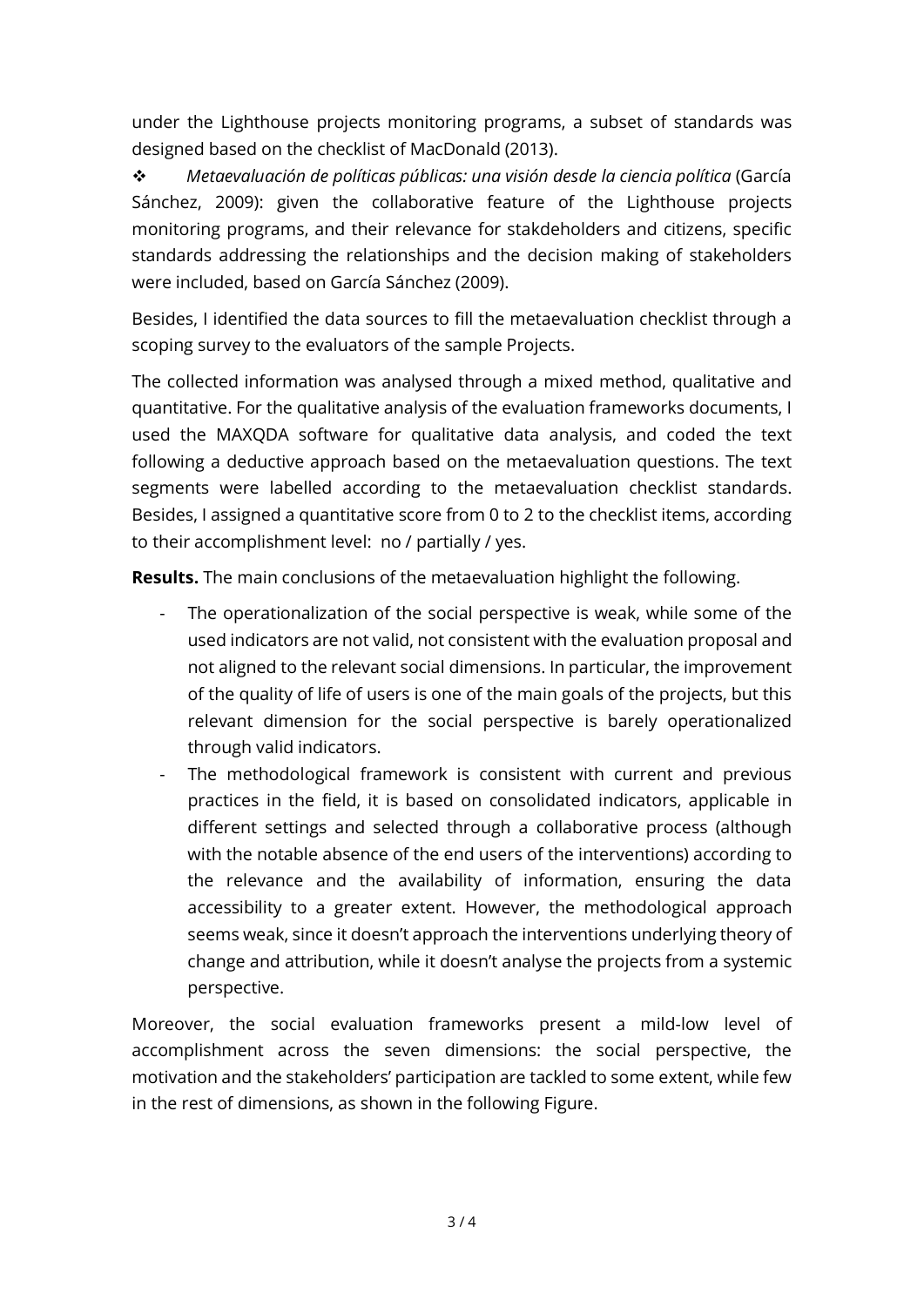under the Lighthouse projects monitoring programs, a subset of standards was designed based on the checklist of MacDonald (2013).

❖ *Metaevaluación de políticas públicas: una visión desde la ciencia política* (García Sánchez, 2009): given the collaborative feature of the Lighthouse projects monitoring programs, and their relevance for stakdeholders and citizens, specific standards addressing the relationships and the decision making of stakeholders were included, based on García Sánchez (2009).

Besides, I identified the data sources to fill the metaevaluation checklist through a scoping survey to the evaluators of the sample Projects.

The collected information was analysed through a mixed method, qualitative and quantitative. For the qualitative analysis of the evaluation frameworks documents, I used the MAXQDA software for qualitative data analysis, and coded the text following a deductive approach based on the metaevaluation questions. The text segments were labelled according to the metaevaluation checklist standards. Besides, I assigned a quantitative score from 0 to 2 to the checklist items, according to their accomplishment level: no / partially / yes.

**Results.** The main conclusions of the metaevaluation highlight the following.

- The operationalization of the social perspective is weak, while some of the used indicators are not valid, not consistent with the evaluation proposal and not aligned to the relevant social dimensions. In particular, the improvement of the quality of life of users is one of the main goals of the projects, but this relevant dimension for the social perspective is barely operationalized through valid indicators.
- The methodological framework is consistent with current and previous practices in the field, it is based on consolidated indicators, applicable in different settings and selected through a collaborative process (although with the notable absence of the end users of the interventions) according to the relevance and the availability of information, ensuring the data accessibility to a greater extent. However, the methodological approach seems weak, since it doesn't approach the interventions underlying theory of change and attribution, while it doesn't analyse the projects from a systemic perspective.

Moreover, the social evaluation frameworks present a mild-low level of accomplishment across the seven dimensions: the social perspective, the motivation and the stakeholders' participation are tackled to some extent, while few in the rest of dimensions, as shown in the following Figure.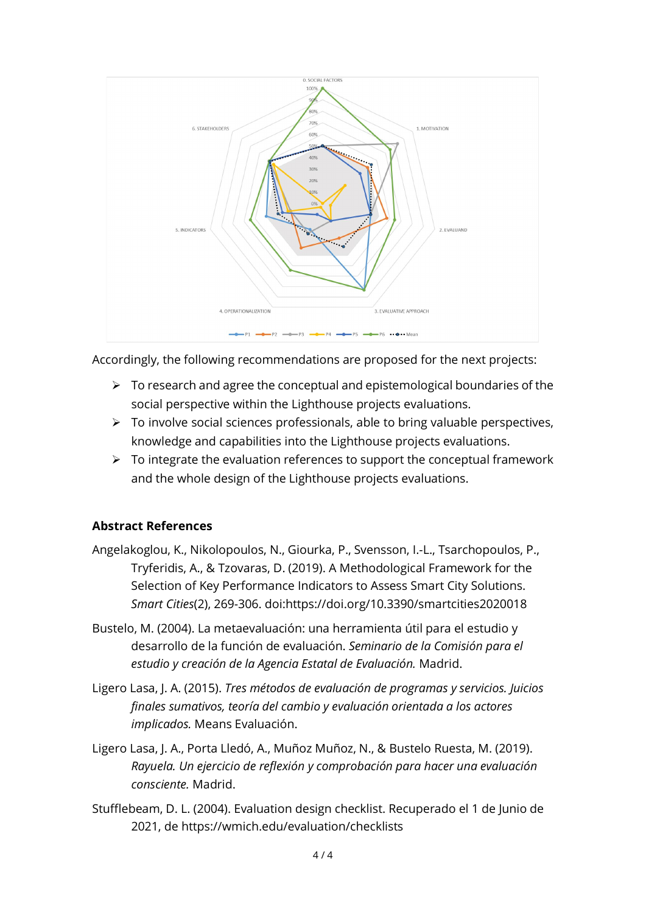0. SOCIAL FACTORS
100%
90%
80%
70%
60%
50%
40%
30%
20%
10%
0%
1. MOTIVATION
2. EVALUAND
3. EVALUATIVE APPROACH
4. OPERATIONALIZATION
5. INDICATORS
6. STAKEHOLDERS
P1 P2 P3 P4 P5 P6 Mean

Accordingly, the following recommendations are proposed for the next projects:

- To research and agree the conceptual and epistemological boundaries of the social perspective within the Lighthouse projects evaluations.
- To involve social sciences professionals, able to bring valuable perspectives, knowledge and capabilities into the Lighthouse projects evaluations.
- To integrate the evaluation references to support the conceptual framework and the whole design of the Lighthouse projects evaluations.

**Abstract References**

Angelakoglou, K., Nikolopoulos, N., Giourka, P., Svensson, I.-L., Tsarchopoulos, P., Tryferidis, A., & Tzovaras, D. (2019). A Methodological Framework for the Selection of Key Performance Indicators to Assess Smart City Solutions. *Smart Cities*(2), 269-306. doi:https://doi.org/10.3390/smartcities2020018

Bustelo, M. (2004). La metaevaluación: una herramienta útil para el estudio y desarrollo de la función de evaluación. *Seminario de la Comisión para el estudio y creación de la Agencia Estatal de Evaluación.* Madrid.

Ligero Lasa, J. A. (2015). *Tres métodos de evaluación de programas y servicios. Juicios finales sumativos, teoría del cambio y evaluación orientada a los actores implicados.* Means Evaluación.

Ligero Lasa, J. A., Porta Lledó, A., Muñoz Muñoz, N., & Bustelo Ruesta, M. (2019). *Rayuela. Un ejercicio de reflexión y comprobación para hacer una evaluación consciente.* Madrid.

Stufflebeam, D. L. (2004). Evaluation design checklist. Recuperado el 1 de Junio de 2021, de https://wmich.edu/evaluation/checklists